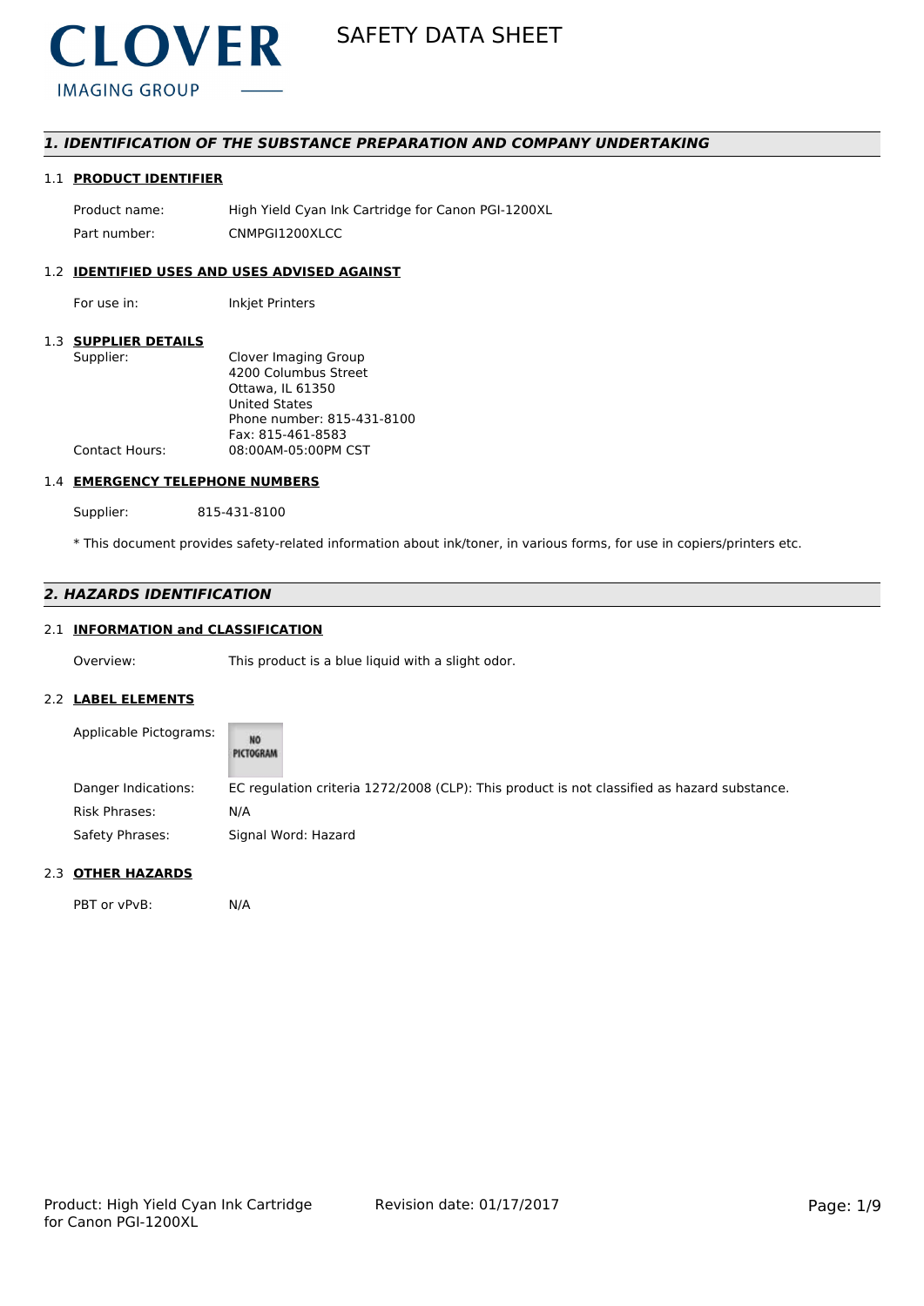CLOVER
IMAGING GROUP

# SAFETY DATA SHEET

## 1. IDENTIFICATION OF THE SUBSTANCE PREPARATION AND COMPANY UNDERTAKING

### 1.1 PRODUCT IDENTIFIER

Product name: High Yield Cyan Ink Cartridge for Canon PGI-1200XL

Part number: CNMPGI1200XLCC

### 1.2 IDENTIFIED USES AND USES ADVISED AGAINST

For use in: Inkjet Printers

### 1.3 SUPPLIER DETAILS

Supplier: Clover Imaging Group
4200 Columbus Street
Ottawa, IL 61350
United States
Phone number: 815-431-8100
Fax: 815-461-8583

Contact Hours: 08:00AM-05:00PM CST

### 1.4 EMERGENCY TELEPHONE NUMBERS

Supplier: 815-431-8100

* This document provides safety-related information about ink/toner, in various forms, for use in copiers/printers etc.

## 2. HAZARDS IDENTIFICATION

### 2.1 INFORMATION and CLASSIFICATION

Overview: This product is a blue liquid with a slight odor.

### 2.2 LABEL ELEMENTS

Applicable Pictograms: NO PICTOGRAM

Danger Indications: EC regulation criteria 1272/2008 (CLP): This product is not classified as hazard substance.

Risk Phrases: N/A

Safety Phrases: Signal Word: Hazard

### 2.3 OTHER HAZARDS

PBT or vPvB: N/A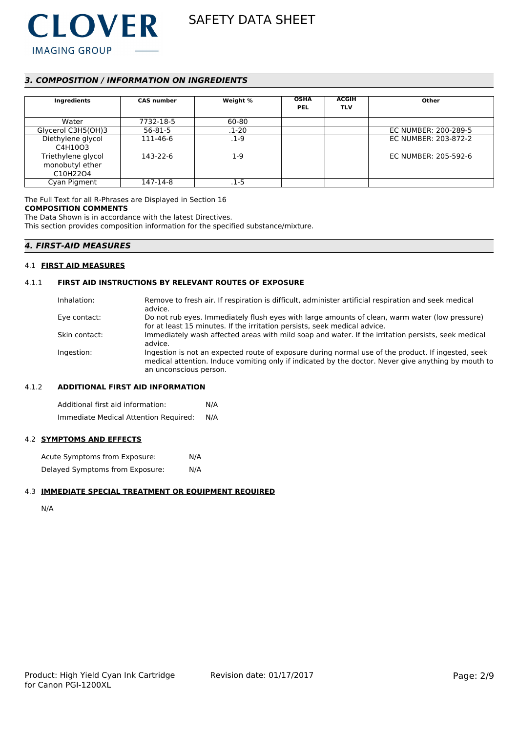## 3. COMPOSITION / INFORMATION ON INGREDIENTS

| Ingredients | CAS number | Weight % | OSHA PEL | ACGIH TLV | Other |
|---|---|---|---|---|---|
| Water | 7732-18-5 | 60-80 | | | |
| Glycerol C3H5(OH)3 | 56-81-5 | .1-20 | | | EC NUMBER: 200-289-5 |
| Diethylene glycol C4H10O3 | 111-46-6 | .1-9 | | | EC NUMBER: 203-872-2 |
| Triethylene glycol monobutyl ether C10H22O4 | 143-22-6 | 1-9 | | | EC NUMBER: 205-592-6 |
| Cyan Pigment | 147-14-8 | .1-5 | | | |

The Full Text for all R-Phrases are Displayed in Section 16

**COMPOSITION COMMENTS**

The Data Shown is in accordance with the latest Directives.

This section provides composition information for the specified substance/mixture.

## 4. FIRST-AID MEASURES

### 4.1 FIRST AID MEASURES

#### 4.1.1 FIRST AID INSTRUCTIONS BY RELEVANT ROUTES OF EXPOSURE

Inhalation: Remove to fresh air. If respiration is difficult, administer artificial respiration and seek medical advice.

Eye contact: Do not rub eyes. Immediately flush eyes with large amounts of clean, warm water (low pressure) for at least 15 minutes. If the irritation persists, seek medical advice.

Skin contact: Immediately wash affected areas with mild soap and water. If the irritation persists, seek medical advice.

Ingestion: Ingestion is not an expected route of exposure during normal use of the product. If ingested, seek medical attention. Induce vomiting only if indicated by the doctor. Never give anything by mouth to an unconscious person.

#### 4.1.2 ADDITIONAL FIRST AID INFORMATION

Additional first aid information: N/A

Immediate Medical Attention Required: N/A

### 4.2 SYMPTOMS AND EFFECTS

Acute Symptoms from Exposure: N/A

Delayed Symptoms from Exposure: N/A

### 4.3 IMMEDIATE SPECIAL TREATMENT OR EQUIPMENT REQUIRED

N/A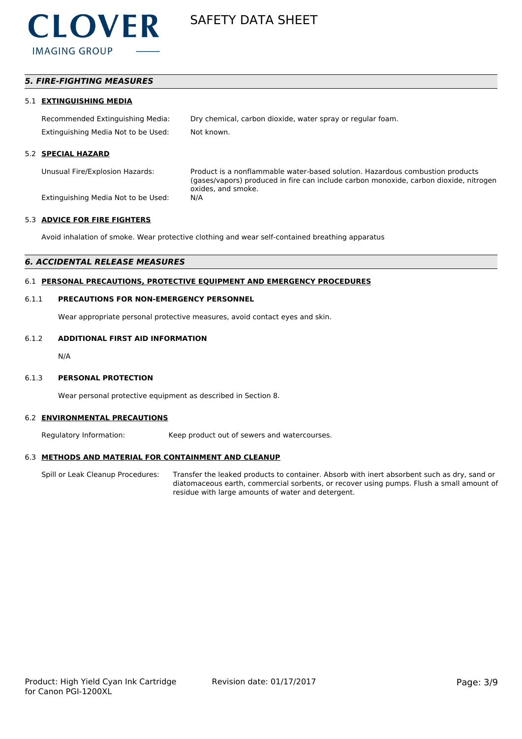## *5. FIRE-FIGHTING MEASURES*

### 5.1 EXTINGUISHING MEDIA

Recommended Extinguishing Media: Dry chemical, carbon dioxide, water spray or regular foam.

Extinguishing Media Not to be Used: Not known.

### 5.2 SPECIAL HAZARD

Unusual Fire/Explosion Hazards: Product is a nonflammable water-based solution. Hazardous combustion products (gases/vapors) produced in fire can include carbon monoxide, carbon dioxide, nitrogen oxides, and smoke.

Extinguishing Media Not to be Used: N/A

### 5.3 ADVICE FOR FIRE FIGHTERS

Avoid inhalation of smoke. Wear protective clothing and wear self-contained breathing apparatus

## *6. ACCIDENTAL RELEASE MEASURES*

### 6.1 PERSONAL PRECAUTIONS, PROTECTIVE EQUIPMENT AND EMERGENCY PROCEDURES

#### 6.1.1 PRECAUTIONS FOR NON-EMERGENCY PERSONNEL

Wear appropriate personal protective measures, avoid contact eyes and skin.

#### 6.1.2 ADDITIONAL FIRST AID INFORMATION

N/A

#### 6.1.3 PERSONAL PROTECTION

Wear personal protective equipment as described in Section 8.

### 6.2 ENVIRONMENTAL PRECAUTIONS

Regulatory Information: Keep product out of sewers and watercourses.

### 6.3 METHODS AND MATERIAL FOR CONTAINMENT AND CLEANUP

Spill or Leak Cleanup Procedures: Transfer the leaked products to container. Absorb with inert absorbent such as dry, sand or diatomaceous earth, commercial sorbents, or recover using pumps. Flush a small amount of residue with large amounts of water and detergent.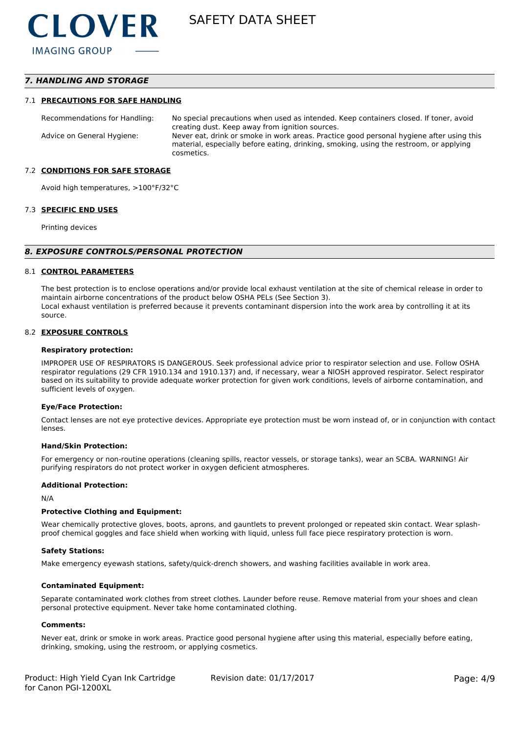## 7. HANDLING AND STORAGE

### 7.1 PRECAUTIONS FOR SAFE HANDLING

| | |
|---|---|
| Recommendations for Handling: | No special precautions when used as intended. Keep containers closed. If toner, avoid creating dust. Keep away from ignition sources. |
| Advice on General Hygiene: | Never eat, drink or smoke in work areas. Practice good personal hygiene after using this material, especially before eating, drinking, smoking, using the restroom, or applying cosmetics. |

### 7.2 CONDITIONS FOR SAFE STORAGE

Avoid high temperatures, >100°F/32°C

### 7.3 SPECIFIC END USES

Printing devices

## 8. EXPOSURE CONTROLS/PERSONAL PROTECTION

### 8.1 CONTROL PARAMETERS

The best protection is to enclose operations and/or provide local exhaust ventilation at the site of chemical release in order to maintain airborne concentrations of the product below OSHA PELs (See Section 3).
Local exhaust ventilation is preferred because it prevents contaminant dispersion into the work area by controlling it at its source.

### 8.2 EXPOSURE CONTROLS

**Respiratory protection:**

IMPROPER USE OF RESPIRATORS IS DANGEROUS. Seek professional advice prior to respirator selection and use. Follow OSHA respirator regulations (29 CFR 1910.134 and 1910.137) and, if necessary, wear a NIOSH approved respirator. Select respirator based on its suitability to provide adequate worker protection for given work conditions, levels of airborne contamination, and sufficient levels of oxygen.

**Eye/Face Protection:**

Contact lenses are not eye protective devices. Appropriate eye protection must be worn instead of, or in conjunction with contact lenses.

**Hand/Skin Protection:**

For emergency or non-routine operations (cleaning spills, reactor vessels, or storage tanks), wear an SCBA. WARNING! Air purifying respirators do not protect worker in oxygen deficient atmospheres.

**Additional Protection:**

N/A

**Protective Clothing and Equipment:**

Wear chemically protective gloves, boots, aprons, and gauntlets to prevent prolonged or repeated skin contact. Wear splash-proof chemical goggles and face shield when working with liquid, unless full face piece respiratory protection is worn.

**Safety Stations:**

Make emergency eyewash stations, safety/quick-drench showers, and washing facilities available in work area.

**Contaminated Equipment:**

Separate contaminated work clothes from street clothes. Launder before reuse. Remove material from your shoes and clean personal protective equipment. Never take home contaminated clothing.

**Comments:**

Never eat, drink or smoke in work areas. Practice good personal hygiene after using this material, especially before eating, drinking, smoking, using the restroom, or applying cosmetics.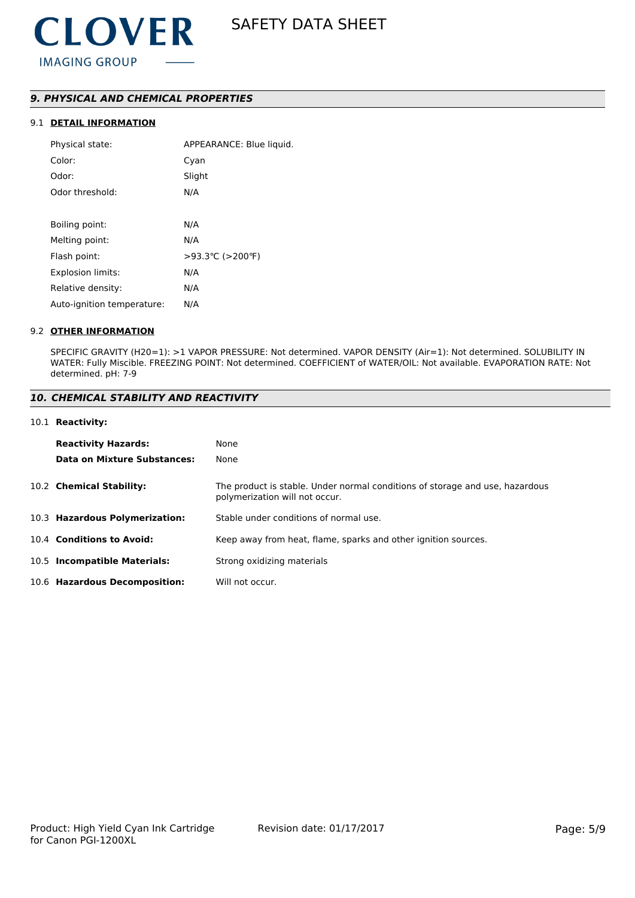## *9. PHYSICAL AND CHEMICAL PROPERTIES*

### 9.1 **DETAIL INFORMATION**

| | |
|---|---|
| Physical state: | APPEARANCE: Blue liquid. |
| Color: | Cyan |
| Odor: | Slight |
| Odor threshold: | N/A |
| | |
| Boiling point: | N/A |
| Melting point: | N/A |
| Flash point: | >93.3℃ (>200℉) |
| Explosion limits: | N/A |
| Relative density: | N/A |
| Auto-ignition temperature: | N/A |

### 9.2 **OTHER INFORMATION**

SPECIFIC GRAVITY (H20=1): >1 VAPOR PRESSURE: Not determined. VAPOR DENSITY (Air=1): Not determined. SOLUBILITY IN WATER: Fully Miscible. FREEZING POINT: Not determined. COEFFICIENT of WATER/OIL: Not available. EVAPORATION RATE: Not determined. pH: 7-9

## *10. CHEMICAL STABILITY AND REACTIVITY*

### 10.1 **Reactivity:**

| | |
|---|---|
| **Reactivity Hazards:** | None |
| **Data on Mixture Substances:** | None |

| | |
|---|---|
| 10.2 **Chemical Stability:** | The product is stable. Under normal conditions of storage and use, hazardous polymerization will not occur. |
| 10.3 **Hazardous Polymerization:** | Stable under conditions of normal use. |
| 10.4 **Conditions to Avoid:** | Keep away from heat, flame, sparks and other ignition sources. |
| 10.5 **Incompatible Materials:** | Strong oxidizing materials |
| 10.6 **Hazardous Decomposition:** | Will not occur. |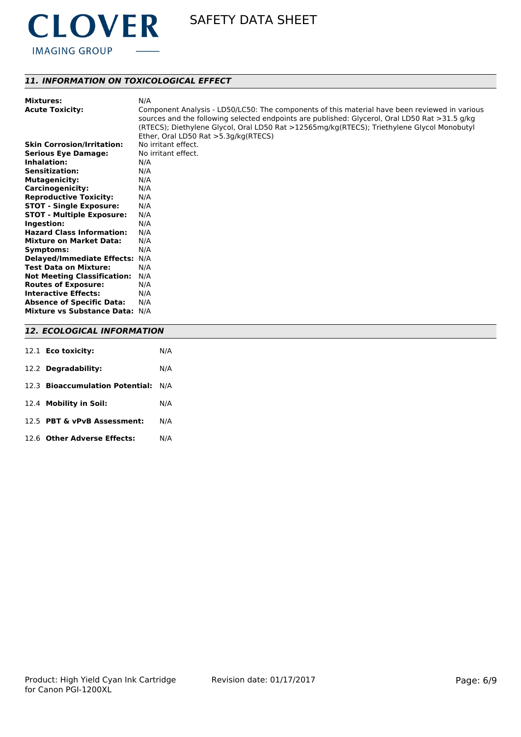## 11. INFORMATION ON TOXICOLOGICAL EFFECT

| | |
|---|---|
| **Mixtures:** | N/A |
| **Acute Toxicity:** | Component Analysis - LD50/LC50: The components of this material have been reviewed in various sources and the following selected endpoints are published: Glycerol, Oral LD50 Rat >31.5 g/kg (RTECS); Diethylene Glycol, Oral LD50 Rat >12565mg/kg(RTECS); Triethylene Glycol Monobutyl Ether, Oral LD50 Rat >5.3g/kg(RTECS) |
| **Skin Corrosion/Irritation:** | No irritant effect. |
| **Serious Eye Damage:** | No irritant effect. |
| **Inhalation:** | N/A |
| **Sensitization:** | N/A |
| **Mutagenicity:** | N/A |
| **Carcinogenicity:** | N/A |
| **Reproductive Toxicity:** | N/A |
| **STOT - Single Exposure:** | N/A |
| **STOT - Multiple Exposure:** | N/A |
| **Ingestion:** | N/A |
| **Hazard Class Information:** | N/A |
| **Mixture on Market Data:** | N/A |
| **Symptoms:** | N/A |
| **Delayed/Immediate Effects:** | N/A |
| **Test Data on Mixture:** | N/A |
| **Not Meeting Classification:** | N/A |
| **Routes of Exposure:** | N/A |
| **Interactive Effects:** | N/A |
| **Absence of Specific Data:** | N/A |
| **Mixture vs Substance Data:** | N/A |

## 12. ECOLOGICAL INFORMATION

| | |
|---|---|
| 12.1 **Eco toxicity:** | N/A |
| 12.2 **Degradability:** | N/A |
| 12.3 **Bioaccumulation Potential:** | N/A |
| 12.4 **Mobility in Soil:** | N/A |
| 12.5 **PBT & vPvB Assessment:** | N/A |
| 12.6 **Other Adverse Effects:** | N/A |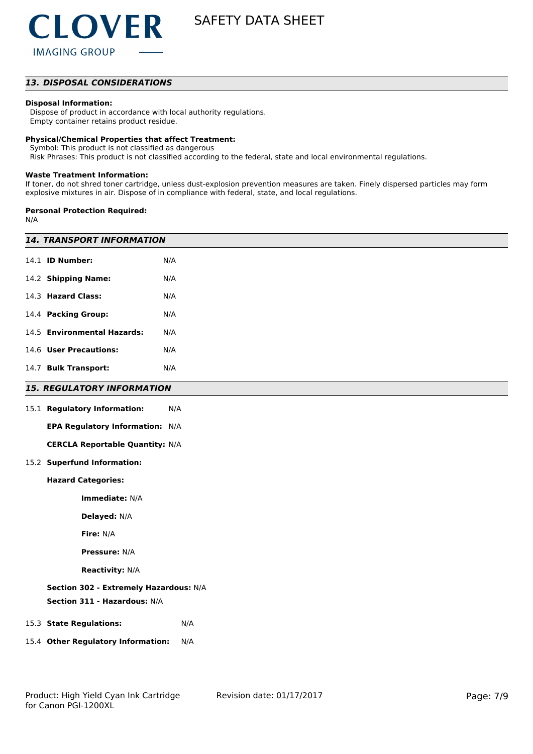## 13. DISPOSAL CONSIDERATIONS

**Disposal Information:**

Dispose of product in accordance with local authority regulations.
Empty container retains product residue.

**Physical/Chemical Properties that affect Treatment:**

Symbol: This product is not classified as dangerous
Risk Phrases: This product is not classified according to the federal, state and local environmental regulations.

**Waste Treatment Information:**

If toner, do not shred toner cartridge, unless dust-explosion prevention measures are taken. Finely dispersed particles may form explosive mixtures in air. Dispose of in compliance with federal, state, and local regulations.

**Personal Protection Required:**

N/A

## 14. TRANSPORT INFORMATION

14.1 **ID Number:** N/A

14.2 **Shipping Name:** N/A

14.3 **Hazard Class:** N/A

14.4 **Packing Group:** N/A

14.5 **Environmental Hazards:** N/A

14.6 **User Precautions:** N/A

14.7 **Bulk Transport:** N/A

## 15. REGULATORY INFORMATION

15.1 **Regulatory Information:** N/A

**EPA Regulatory Information:** N/A

**CERCLA Reportable Quantity:** N/A

15.2 **Superfund Information:**

**Hazard Categories:**

**Immediate:** N/A

**Delayed:** N/A

**Fire:** N/A

**Pressure:** N/A

**Reactivity:** N/A

**Section 302 - Extremely Hazardous:** N/A

**Section 311 - Hazardous:** N/A

15.3 **State Regulations:** N/A

15.4 **Other Regulatory Information:** N/A

Product: High Yield Cyan Ink Cartridge for Canon PGI-1200XL

Revision date: 01/17/2017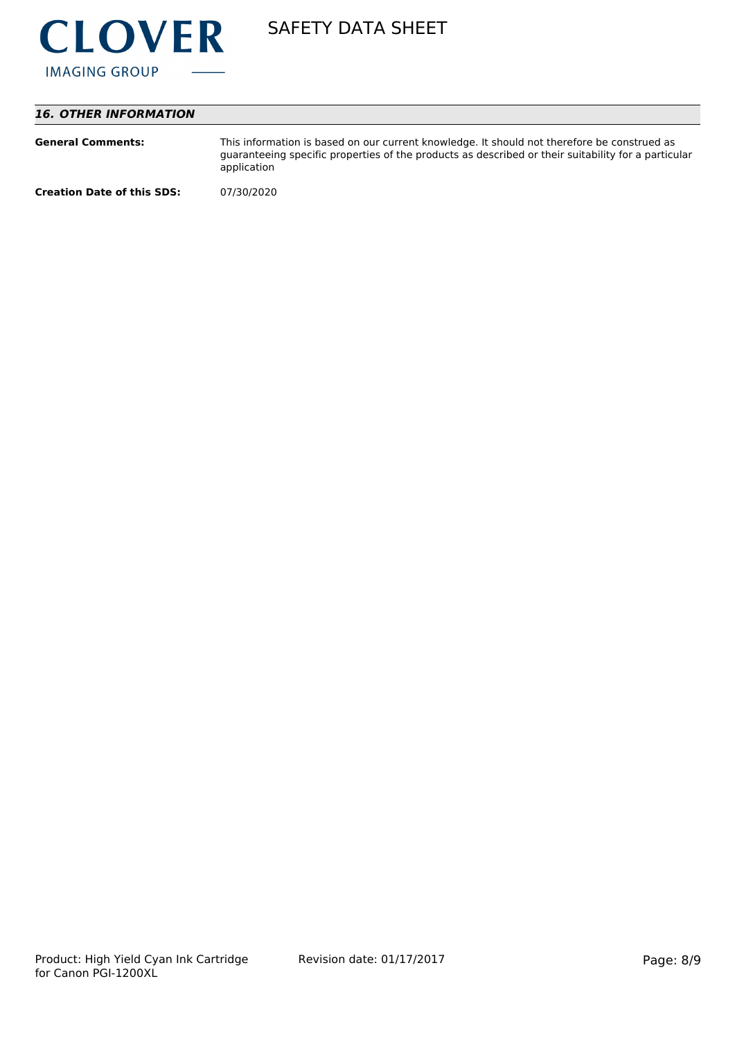## *16. OTHER INFORMATION*

**General Comments:** This information is based on our current knowledge. It should not therefore be construed as guaranteeing specific properties of the products as described or their suitability for a particular application

**Creation Date of this SDS:** 07/30/2020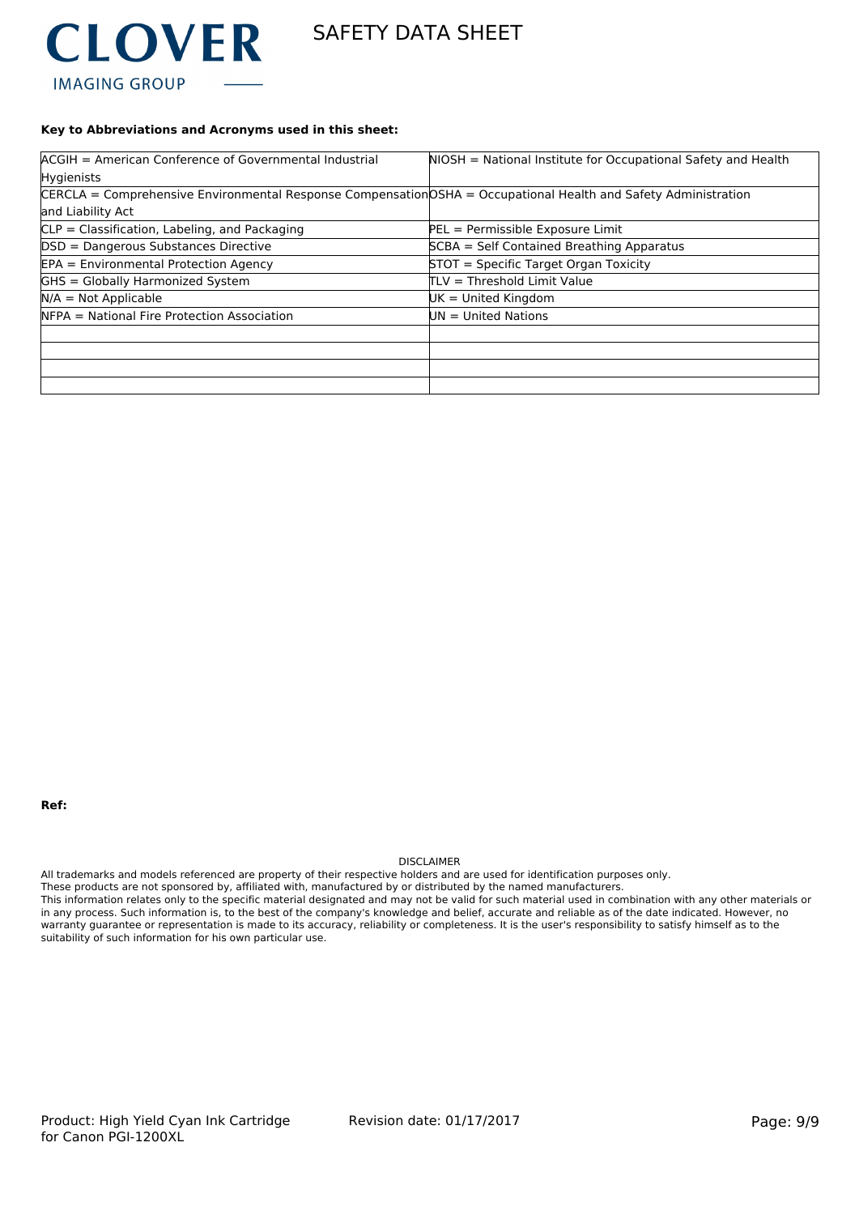**Key to Abbreviations and Acronyms used in this sheet:**

| | |
|---|---|
| ACGIH = American Conference of Governmental Industrial Hygienists | NIOSH = National Institute for Occupational Safety and Health |
| CERCLA = Comprehensive Environmental Response Compensation and Liability Act | OSHA = Occupational Health and Safety Administration |
| CLP = Classification, Labeling, and Packaging | PEL = Permissible Exposure Limit |
| DSD = Dangerous Substances Directive | SCBA = Self Contained Breathing Apparatus |
| EPA = Environmental Protection Agency | STOT = Specific Target Organ Toxicity |
| GHS = Globally Harmonized System | TLV = Threshold Limit Value |
| N/A = Not Applicable | UK = United Kingdom |
| NFPA = National Fire Protection Association | UN = United Nations |
| | |
| | |
| | |
| | |

**Ref:**

DISCLAIMER

All trademarks and models referenced are property of their respective holders and are used for identification purposes only.
These products are not sponsored by, affiliated with, manufactured by or distributed by the named manufacturers.
This information relates only to the specific material designated and may not be valid for such material used in combination with any other materials or in any process. Such information is, to the best of the company's knowledge and belief, accurate and reliable as of the date indicated. However, no warranty guarantee or representation is made to its accuracy, reliability or completeness. It is the user's responsibility to satisfy himself as to the suitability of such information for his own particular use.